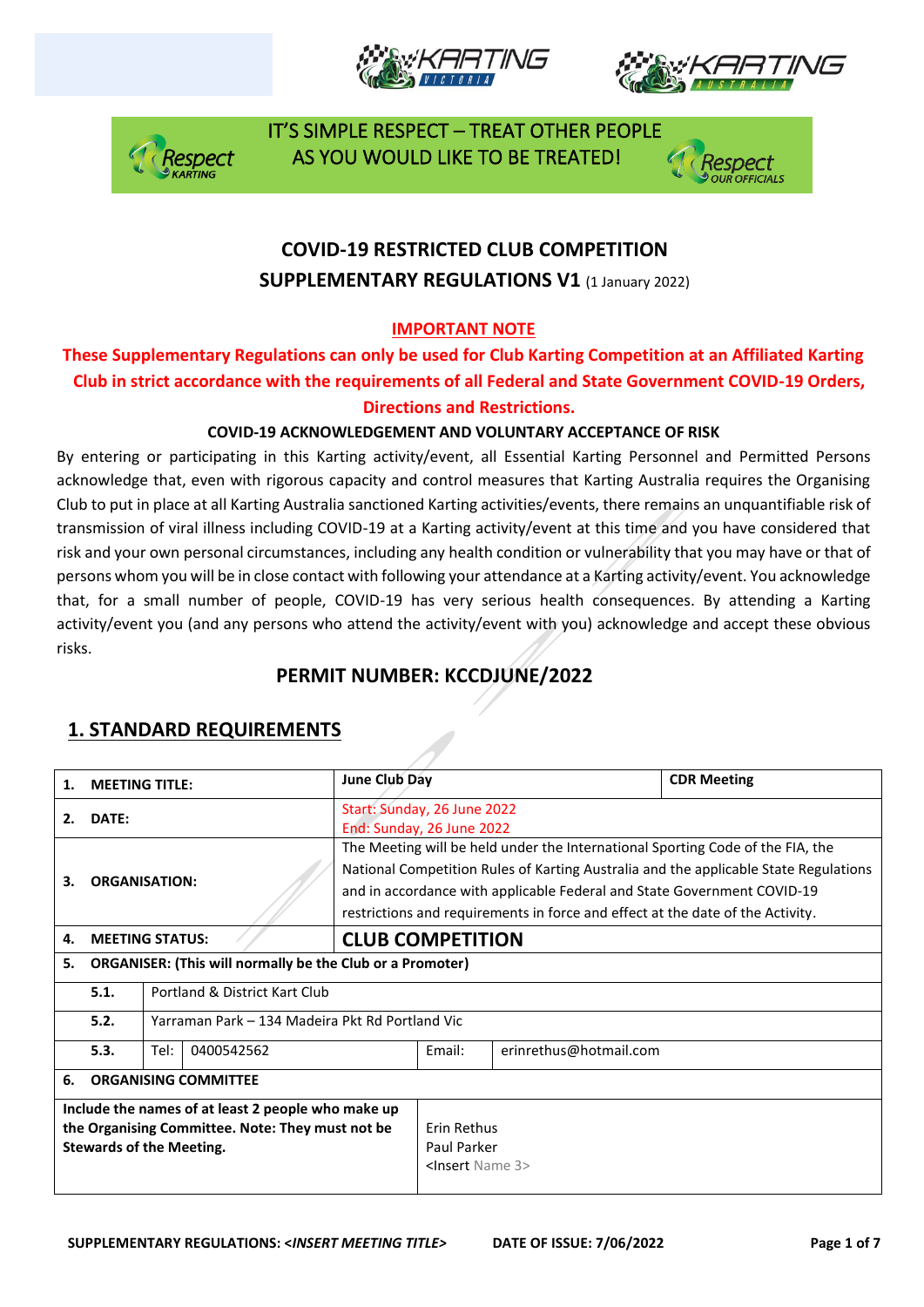IT'S SIMPLE RESPECT – TREAT OTHER PEOPLE AS YOU WOULD LIKE TO BE TREATED!

# COVID-19 RESTRICTED CLUB COMPETITION

## SUPPLEMENTARY REGULATIONS V1 (1 January 2022)

**IMPORTANT NOTE**

**These Supplementary Regulations can only be used for Club Karting Competition at an Affiliated Karting Club in strict accordance with the requirements of all Federal and State Government COVID-19 Orders, Directions and Restrictions.**

**COVID-19 ACKNOWLEDGEMENT AND VOLUNTARY ACCEPTANCE OF RISK**

By entering or participating in this Karting activity/event, all Essential Karting Personnel and Permitted Persons acknowledge that, even with rigorous capacity and control measures that Karting Australia requires the Organising Club to put in place at all Karting Australia sanctioned Karting activities/events, there remains an unquantifiable risk of transmission of viral illness including COVID-19 at a Karting activity/event at this time and you have considered that risk and your own personal circumstances, including any health condition or vulnerability that you may have or that of persons whom you will be in close contact with following your attendance at a Karting activity/event. You acknowledge that, for a small number of people, COVID-19 has very serious health consequences. By attending a Karting activity/event you (and any persons who attend the activity/event with you) acknowledge and accept these obvious risks.

## PERMIT NUMBER: KCCDJUNE/2022

## 1. STANDARD REQUIREMENTS

| | | | | | |
|---|---|---|---|---|---|
| **1.** | **MEETING TITLE:** | | **June Club Day** | | **CDR Meeting** |
| **2.** | **DATE:** | | Start: Sunday, 26 June 2022<br>End: Sunday, 26 June 2022 | | |
| **3.** | **ORGANISATION:** | | The Meeting will be held under the International Sporting Code of the FIA, the National Competition Rules of Karting Australia and the applicable State Regulations and in accordance with applicable Federal and State Government COVID-19 restrictions and requirements in force and effect at the date of the Activity. | | |
| **4.** | **MEETING STATUS:** | | **CLUB COMPETITION** | | |
| **5.** | **ORGANISER: (This will normally be the Club or a Promoter)** | | | | |
| | **5.1.** | Portland & District Kart Club | | | |
| | **5.2.** | Yarraman Park – 134 Madeira Pkt Rd Portland Vic | | | |
| | **5.3.** | Tel: 0400542562 | | Email: | erinrethus@hotmail.com |
| **6.** | **ORGANISING COMMITTEE** | | | | |
| **Include the names of at least 2 people who make up the Organising Committee. Note: They must not be Stewards of the Meeting.** | | | Erin Rethus<br>Paul Parker<br><Insert Name 3> | | |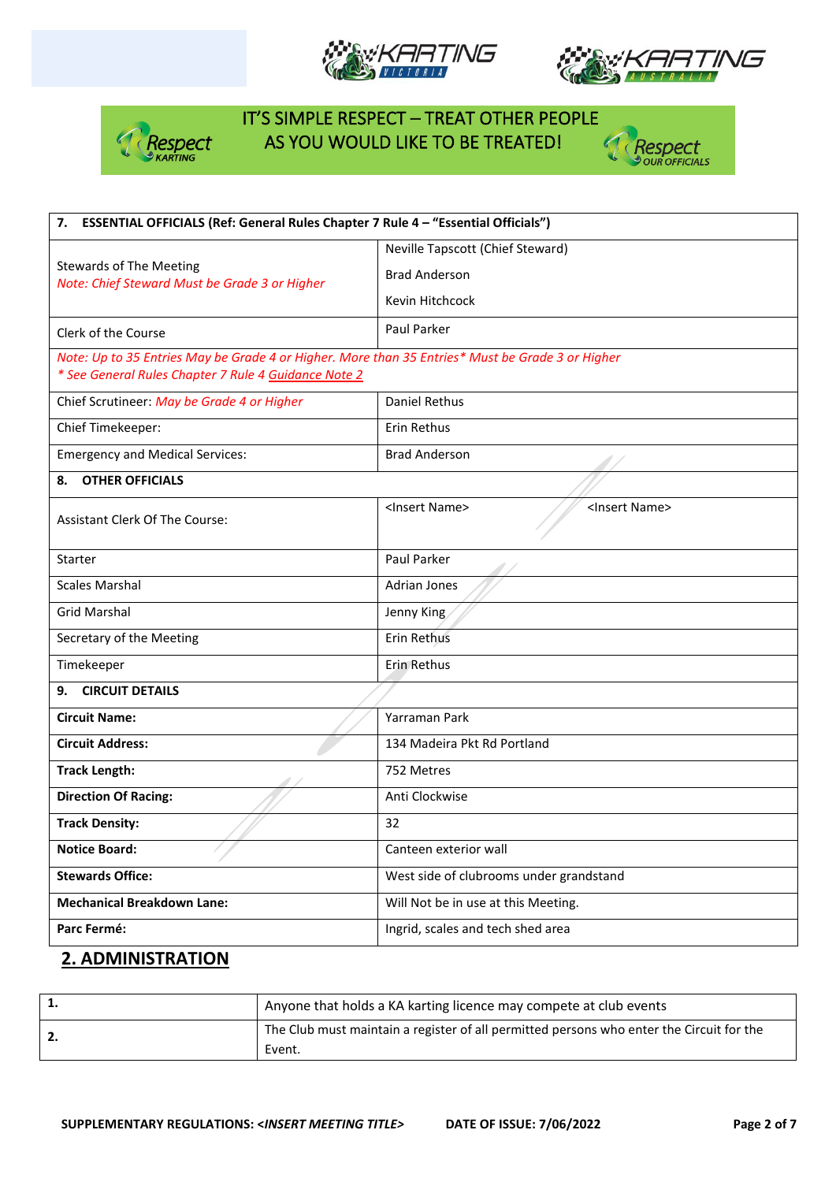IT'S SIMPLE RESPECT – TREAT OTHER PEOPLE AS YOU WOULD LIKE TO BE TREATED!

| **7. ESSENTIAL OFFICIALS (Ref: General Rules Chapter 7 Rule 4 – "Essential Officials")** | |
|---|---|
| Stewards of The Meeting<br>*Note: Chief Steward Must be Grade 3 or Higher* | Neville Tapscott (Chief Steward)<br>Brad Anderson<br>Kevin Hitchcock |
| Clerk of the Course | Paul Parker |
| *Note: Up to 35 Entries May be Grade 4 or Higher. More than 35 Entries* Must be Grade 3 or Higher*<br>** See General Rules Chapter 7 Rule 4 Guidance Note 2* | |
| Chief Scrutineer: *May be Grade 4 or Higher* | Daniel Rethus |
| Chief Timekeeper: | Erin Rethus |
| Emergency and Medical Services: | Brad Anderson |
| **8. OTHER OFFICIALS** | |
| Assistant Clerk Of The Course: | <Insert Name> <Insert Name> |
| Starter | Paul Parker |
| Scales Marshal | Adrian Jones |
| Grid Marshal | Jenny King |
| Secretary of the Meeting | Erin Rethus |
| Timekeeper | Erin Rethus |
| **9. CIRCUIT DETAILS** | |
| **Circuit Name:** | Yarraman Park |
| **Circuit Address:** | 134 Madeira Pkt Rd Portland |
| **Track Length:** | 752 Metres |
| **Direction Of Racing:** | Anti Clockwise |
| **Track Density:** | 32 |
| **Notice Board:** | Canteen exterior wall |
| **Stewards Office:** | West side of clubrooms under grandstand |
| **Mechanical Breakdown Lane:** | Will Not be in use at this Meeting. |
| **Parc Fermé:** | Ingrid, scales and tech shed area |

## 2. ADMINISTRATION

| | |
|---|---|
| **1.** | Anyone that holds a KA karting licence may compete at club events |
| **2.** | The Club must maintain a register of all permitted persons who enter the Circuit for the Event. |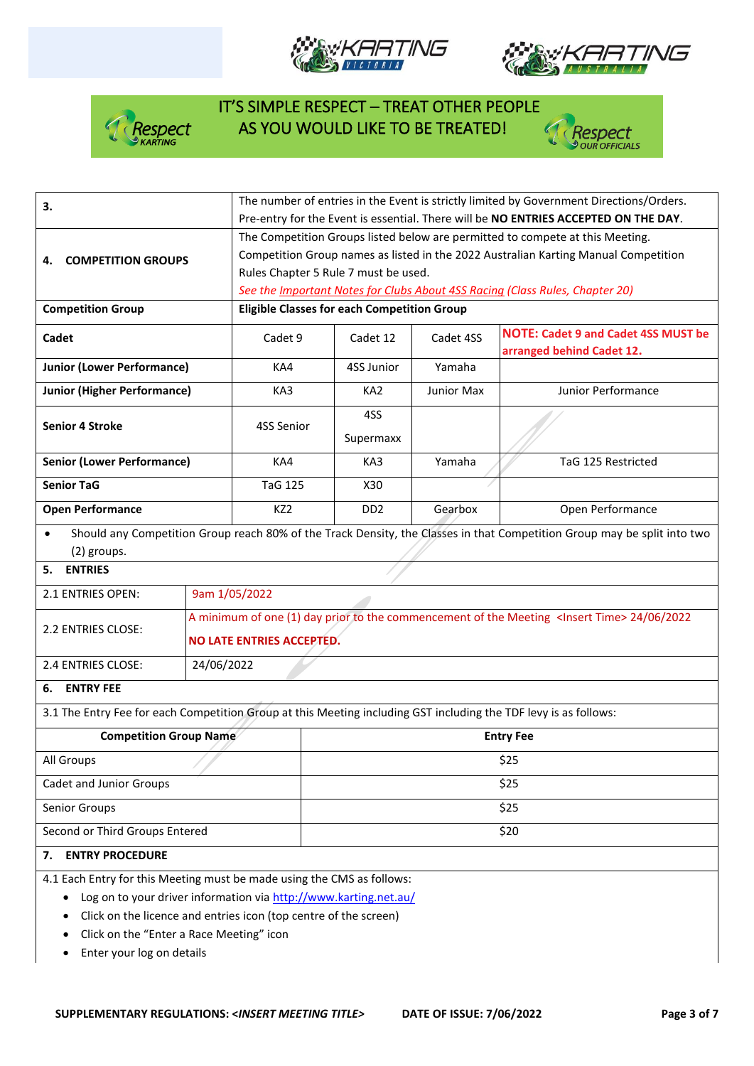IT'S SIMPLE RESPECT – TREAT OTHER PEOPLE AS YOU WOULD LIKE TO BE TREATED!

| | |
|---|---|
| **3.** | The number of entries in the Event is strictly limited by Government Directions/Orders. Pre-entry for the Event is essential. There will be **NO ENTRIES ACCEPTED ON THE DAY**. |
| **4. COMPETITION GROUPS** | The Competition Groups listed below are permitted to compete at this Meeting. Competition Group names as listed in the 2022 Australian Karting Manual Competition Rules Chapter 5 Rule 7 must be used. *See the Important Notes for Clubs About 4SS Racing (Class Rules, Chapter 20)* |

| Competition Group | Eligible Classes for each Competition Group | | | |
|---|---|---|---|---|
| **Cadet** | Cadet 9 | Cadet 12 | Cadet 4SS | **NOTE: Cadet 9 and Cadet 4SS MUST be arranged behind Cadet 12.** |
| **Junior (Lower Performance)** | KA4 | 4SS Junior | Yamaha | |
| **Junior (Higher Performance)** | KA3 | KA2 | Junior Max | Junior Performance |
| **Senior 4 Stroke** | 4SS Senior | 4SS Supermaxx | | |
| **Senior (Lower Performance)** | KA4 | KA3 | Yamaha | TaG 125 Restricted |
| **Senior TaG** | TaG 125 | X30 | | |
| **Open Performance** | KZ2 | DD2 | Gearbox | Open Performance |

- Should any Competition Group reach 80% of the Track Density, the Classes in that Competition Group may be split into two (2) groups.

## 5. ENTRIES

| | |
|---|---|
| 2.1 ENTRIES OPEN: | 9am 1/05/2022 |
| 2.2 ENTRIES CLOSE: | A minimum of one (1) day prior to the commencement of the Meeting <Insert Time> 24/06/2022 **NO LATE ENTRIES ACCEPTED.** |
| 2.4 ENTRIES CLOSE: | 24/06/2022 |

## 6. ENTRY FEE

3.1 The Entry Fee for each Competition Group at this Meeting including GST including the TDF levy is as follows:

| Competition Group Name | Entry Fee |
|---|---|
| All Groups | $25 |
| Cadet and Junior Groups | $25 |
| Senior Groups | $25 |
| Second or Third Groups Entered | $20 |

## 7. ENTRY PROCEDURE

4.1 Each Entry for this Meeting must be made using the CMS as follows:

- Log on to your driver information via http://www.karting.net.au/
- Click on the licence and entries icon (top centre of the screen)
- Click on the "Enter a Race Meeting" icon
- Enter your log on details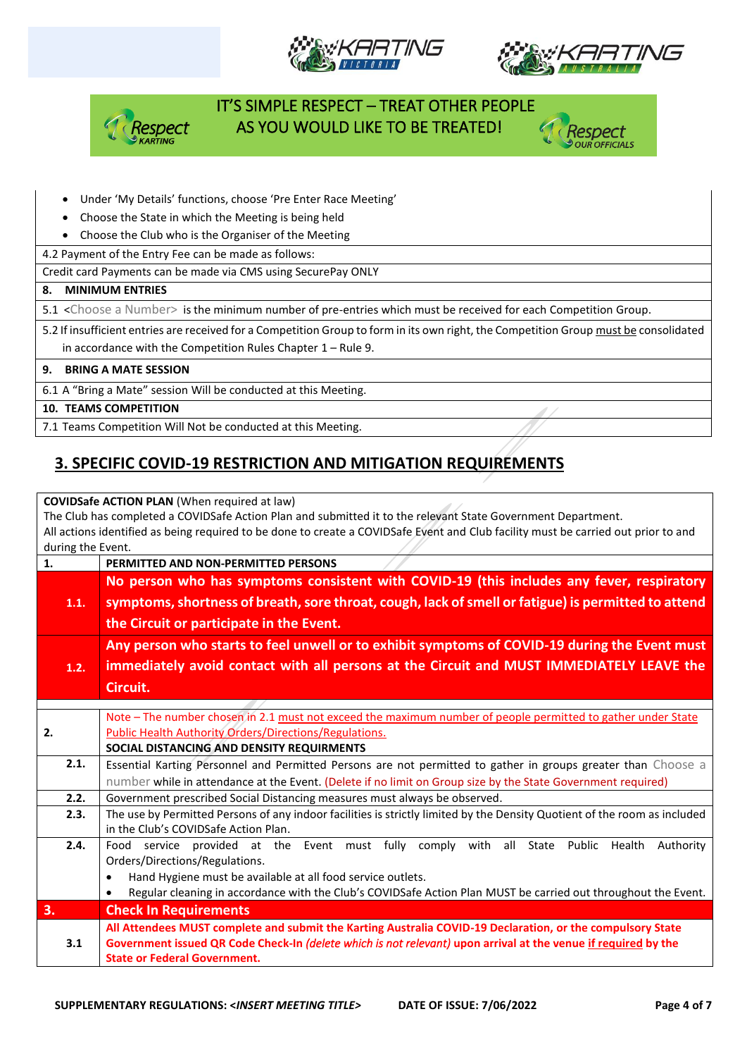IT'S SIMPLE RESPECT – TREAT OTHER PEOPLE AS YOU WOULD LIKE TO BE TREATED!

- Under 'My Details' functions, choose 'Pre Enter Race Meeting'
- Choose the State in which the Meeting is being held
- Choose the Club who is the Organiser of the Meeting

| |
|---|
| 4.2 Payment of the Entry Fee can be made as follows: |
| Credit card Payments can be made via CMS using SecurePay ONLY |
| **8. MINIMUM ENTRIES** |
| 5.1 <Choose a Number> is the minimum number of pre-entries which must be received for each Competition Group. |
| 5.2 If insufficient entries are received for a Competition Group to form in its own right, the Competition Group must be consolidated in accordance with the Competition Rules Chapter 1 – Rule 9. |
| **9. BRING A MATE SESSION** |
| 6.1 A "Bring a Mate" session Will be conducted at this Meeting. |
| **10. TEAMS COMPETITION** |
| 7.1 Teams Competition Will Not be conducted at this Meeting. |

## 3. SPECIFIC COVID-19 RESTRICTION AND MITIGATION REQUIREMENTS

**COVIDSafe ACTION PLAN** (When required at law)
The Club has completed a COVIDSafe Action Plan and submitted it to the relevant State Government Department.
All actions identified as being required to be done to create a COVIDSafe Event and Club facility must be carried out prior to and during the Event.

| | |
|---|---|
| **1.** | **PERMITTED AND NON-PERMITTED PERSONS** |
| **1.1.** | **No person who has symptoms consistent with COVID-19 (this includes any fever, respiratory symptoms, shortness of breath, sore throat, cough, lack of smell or fatigue) is permitted to attend the Circuit or participate in the Event.** |
| **1.2.** | **Any person who starts to feel unwell or to exhibit symptoms of COVID-19 during the Event must immediately avoid contact with all persons at the Circuit and MUST IMMEDIATELY LEAVE the Circuit.** |
| | |
| **2.** | Note – The number chosen in 2.1 must not exceed the maximum number of people permitted to gather under State Public Health Authority Orders/Directions/Regulations.<br>**SOCIAL DISTANCING AND DENSITY REQUIRMENTS** |
| **2.1.** | Essential Karting Personnel and Permitted Persons are not permitted to gather in groups greater than Choose a number while in attendance at the Event. (Delete if no limit on Group size by the State Government required) |
| **2.2.** | Government prescribed Social Distancing measures must always be observed. |
| **2.3.** | The use by Permitted Persons of any indoor facilities is strictly limited by the Density Quotient of the room as included in the Club's COVIDSafe Action Plan. |
| **2.4.** | Food service provided at the Event must fully comply with all State Public Health Authority Orders/Directions/Regulations.<br>• Hand Hygiene must be available at all food service outlets.<br>• Regular cleaning in accordance with the Club's COVIDSafe Action Plan MUST be carried out throughout the Event. |
| **3.** | **Check In Requirements** |
| **3.1** | **All Attendees MUST complete and submit the Karting Australia COVID-19 Declaration, or the compulsory State Government issued QR Code Check-In *(delete which is not relevant)* upon arrival at the venue if required by the State or Federal Government.** |

**SUPPLEMENTARY REGULATIONS: <*INSERT MEETING TITLE*>** **DATE OF ISSUE: 7/06/2022**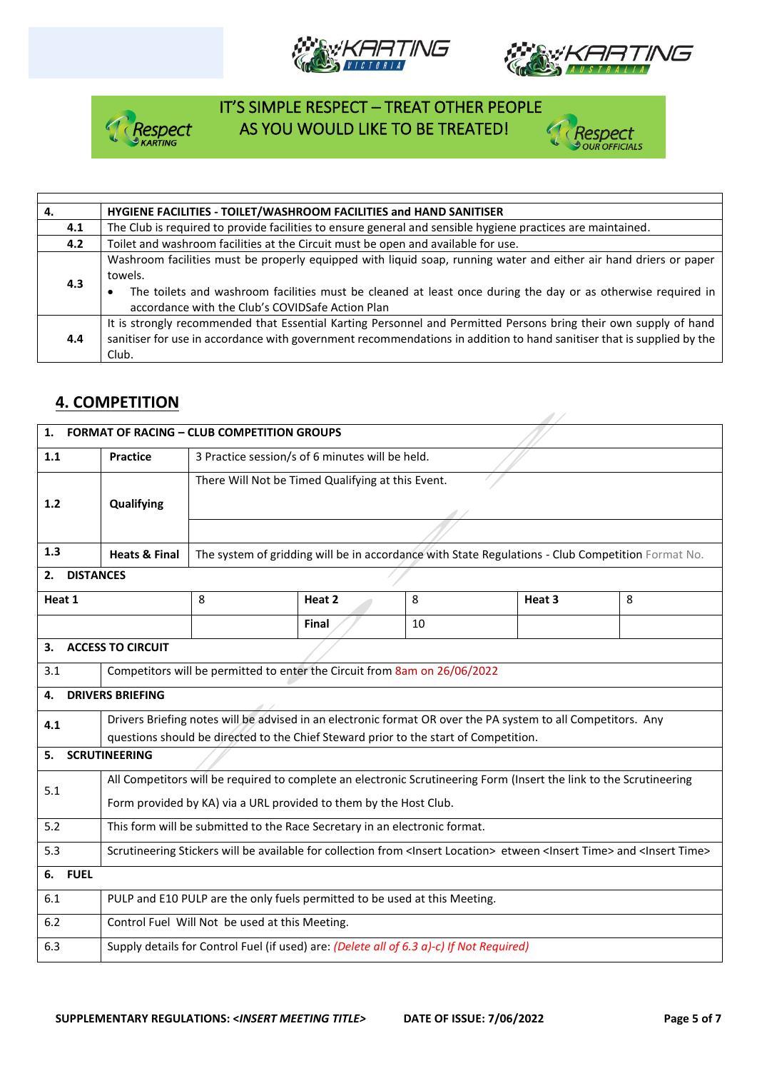IT'S SIMPLE RESPECT – TREAT OTHER PEOPLE AS YOU WOULD LIKE TO BE TREATED!

| 4. | HYGIENE FACILITIES - TOILET/WASHROOM FACILITIES and HAND SANITISER |
|---|---|
| 4.1 | The Club is required to provide facilities to ensure general and sensible hygiene practices are maintained. |
| 4.2 | Toilet and washroom facilities at the Circuit must be open and available for use. |
| 4.3 | Washroom facilities must be properly equipped with liquid soap, running water and either air hand driers or paper towels.<br>• The toilets and washroom facilities must be cleaned at least once during the day or as otherwise required in accordance with the Club's COVIDSafe Action Plan |
| 4.4 | It is strongly recommended that Essential Karting Personnel and Permitted Persons bring their own supply of hand sanitiser for use in accordance with government recommendations in addition to hand sanitiser that is supplied by the Club. |

## 4. COMPETITION

**1. FORMAT OF RACING – CLUB COMPETITION GROUPS**

| | | |
|---|---|---|
| 1.1 | **Practice** | 3 Practice session/s of 6 minutes will be held. |
| 1.2 | **Qualifying** | There Will Not be Timed Qualifying at this Event. |
| 1.3 | **Heats & Final** | The system of gridding will be in accordance with State Regulations - Club Competition Format No. |

**2. DISTANCES**

| | | | | | |
|---|---|---|---|---|---|
| **Heat 1** | 8 | **Heat 2** | 8 | **Heat 3** | 8 |
| | | **Final** | 10 | | |

**3. ACCESS TO CIRCUIT**

| | |
|---|---|
| 3.1 | Competitors will be permitted to enter the Circuit from 8am on 26/06/2022 |

**4. DRIVERS BRIEFING**

| | |
|---|---|
| 4.1 | Drivers Briefing notes will be advised in an electronic format OR over the PA system to all Competitors. Any questions should be directed to the Chief Steward prior to the start of Competition. |

**5. SCRUTINEERING**

| | |
|---|---|
| 5.1 | All Competitors will be required to complete an electronic Scrutineering Form (Insert the link to the Scrutineering Form provided by KA) via a URL provided to them by the Host Club. |
| 5.2 | This form will be submitted to the Race Secretary in an electronic format. |
| 5.3 | Scrutineering Stickers will be available for collection from <Insert Location> etween <Insert Time> and <Insert Time> |

**6. FUEL**

| | |
|---|---|
| 6.1 | PULP and E10 PULP are the only fuels permitted to be used at this Meeting. |
| 6.2 | Control Fuel Will Not be used at this Meeting. |
| 6.3 | Supply details for Control Fuel (if used) are: *(Delete all of 6.3 a)-c) If Not Required)* |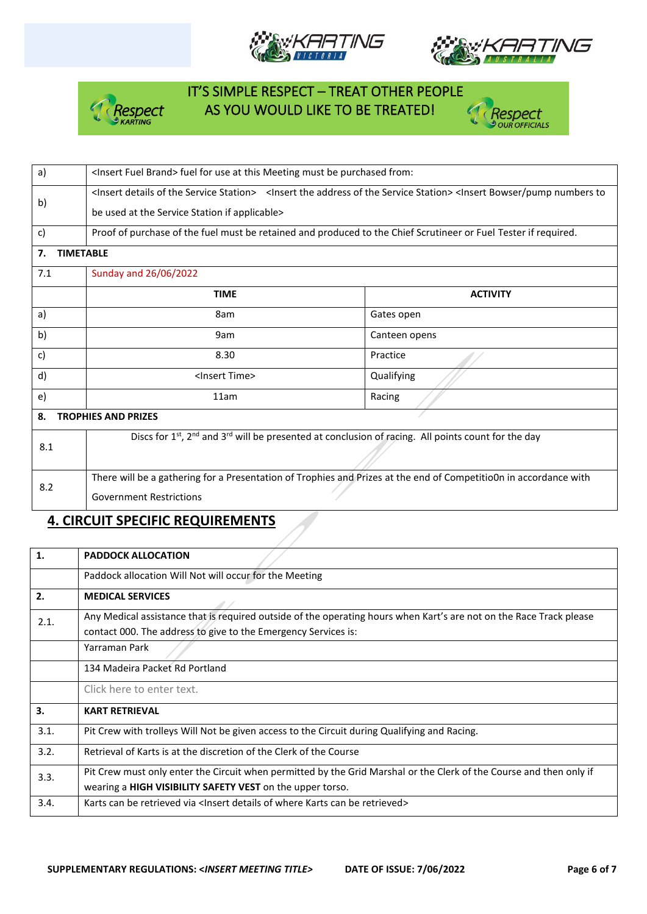IT'S SIMPLE RESPECT – TREAT OTHER PEOPLE AS YOU WOULD LIKE TO BE TREATED!

| | |
|---|---|
| a) | <Insert Fuel Brand> fuel for use at this Meeting must be purchased from: |
| b) | <Insert details of the Service Station> <Insert the address of the Service Station> <Insert Bowser/pump numbers to be used at the Service Station if applicable> |
| c) | Proof of purchase of the fuel must be retained and produced to the Chief Scrutineer or Fuel Tester if required. |

| | | |
|---|---|---|
| **7.** | **TIMETABLE** | |
| 7.1 | Sunday and 26/06/2022 | |
| | **TIME** | **ACTIVITY** |
| a) | 8am | Gates open |
| b) | 9am | Canteen opens |
| c) | 8.30 | Practice |
| d) | <Insert Time> | Qualifying |
| e) | 11am | Racing |
| **8.** | **TROPHIES AND PRIZES** | |
| 8.1 | Discs for 1st, 2nd and 3rd will be presented at conclusion of racing. All points count for the day | |
| 8.2 | There will be a gathering for a Presentation of Trophies and Prizes at the end of Competitio0n in accordance with Government Restrictions | |

## 4. CIRCUIT SPECIFIC REQUIREMENTS

| | |
|---|---|
| **1.** | **PADDOCK ALLOCATION** |
| | Paddock allocation Will Not will occur for the Meeting |
| **2.** | **MEDICAL SERVICES** |
| 2.1. | Any Medical assistance that is required outside of the operating hours when Kart's are not on the Race Track please contact 000. The address to give to the Emergency Services is: |
| | Yarraman Park |
| | 134 Madeira Packet Rd Portland |
| | Click here to enter text. |
| **3.** | **KART RETRIEVAL** |
| 3.1. | Pit Crew with trolleys Will Not be given access to the Circuit during Qualifying and Racing. |
| 3.2. | Retrieval of Karts is at the discretion of the Clerk of the Course |
| 3.3. | Pit Crew must only enter the Circuit when permitted by the Grid Marshal or the Clerk of the Course and then only if wearing a **HIGH VISIBILITY SAFETY VEST** on the upper torso. |
| 3.4. | Karts can be retrieved via <Insert details of where Karts can be retrieved> |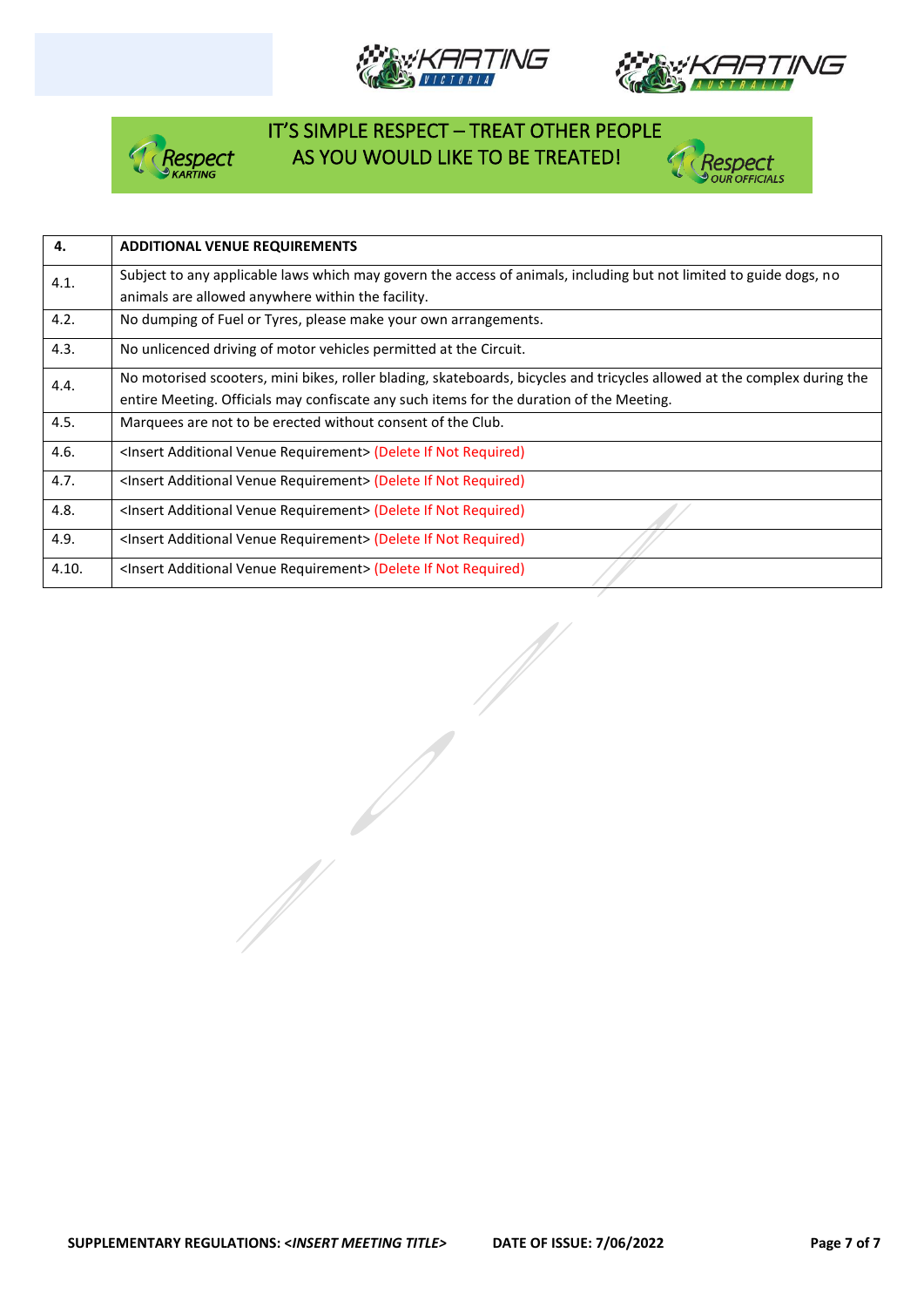IT'S SIMPLE RESPECT – TREAT OTHER PEOPLE AS YOU WOULD LIKE TO BE TREATED!

| 4. | ADDITIONAL VENUE REQUIREMENTS |
|---|---|
| 4.1. | Subject to any applicable laws which may govern the access of animals, including but not limited to guide dogs, no animals are allowed anywhere within the facility. |
| 4.2. | No dumping of Fuel or Tyres, please make your own arrangements. |
| 4.3. | No unlicenced driving of motor vehicles permitted at the Circuit. |
| 4.4. | No motorised scooters, mini bikes, roller blading, skateboards, bicycles and tricycles allowed at the complex during the entire Meeting. Officials may confiscate any such items for the duration of the Meeting. |
| 4.5. | Marquees are not to be erected without consent of the Club. |
| 4.6. | <Insert Additional Venue Requirement> (Delete If Not Required) |
| 4.7. | <Insert Additional Venue Requirement> (Delete If Not Required) |
| 4.8. | <Insert Additional Venue Requirement> (Delete If Not Required) |
| 4.9. | <Insert Additional Venue Requirement> (Delete If Not Required) |
| 4.10. | <Insert Additional Venue Requirement> (Delete If Not Required) |